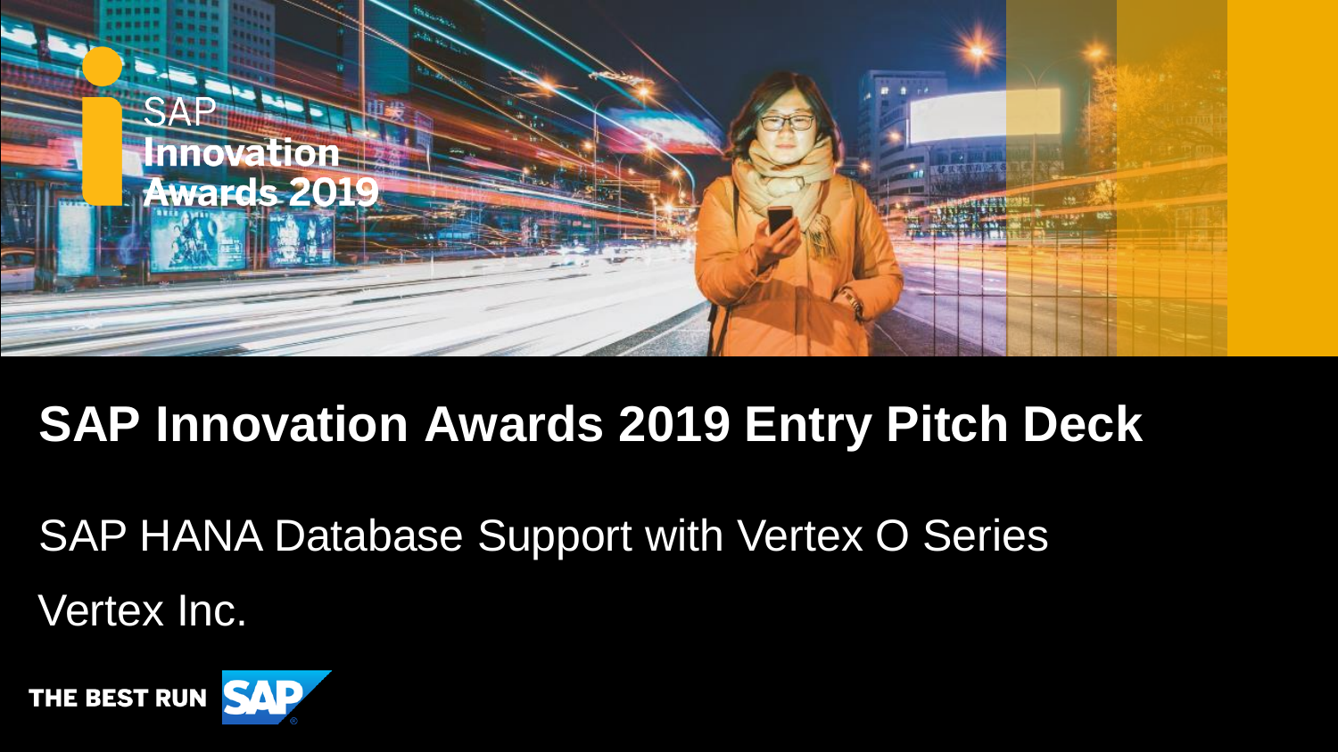SAP Innovation Awards 2019

# SAP Innovation Awards 2019 Entry Pitch Deck

SAP HANA Database Support with Vertex O Series

Vertex Inc.

THE BEST RUN SAP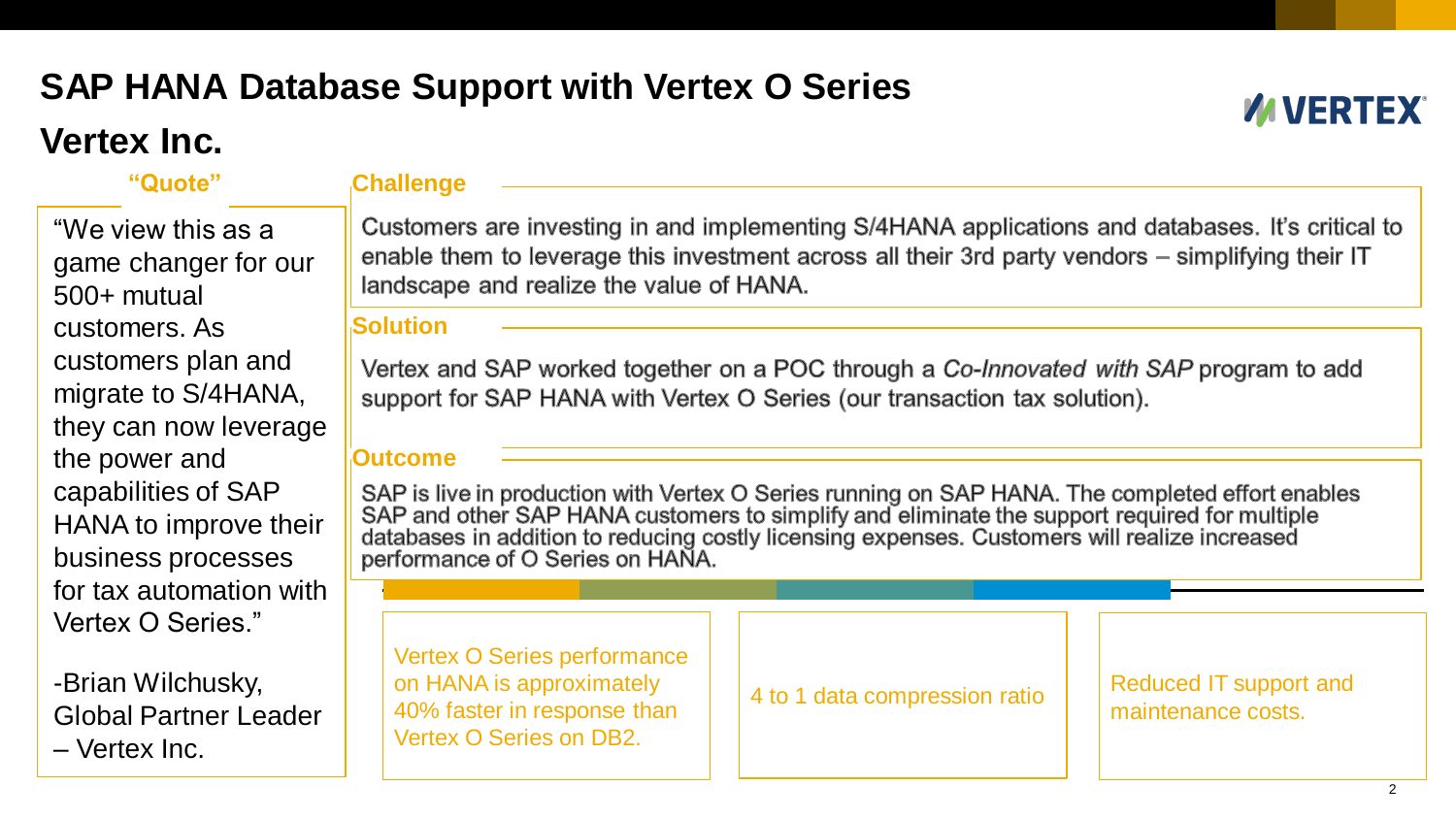# SAP HANA Database Support with Vertex O Series

## Vertex Inc.

VERTEX

**"Quote"**

"We view this as a game changer for our 500+ mutual customers. As customers plan and migrate to S/4HANA, they can now leverage the power and capabilities of SAP HANA to improve their business processes for tax automation with Vertex O Series."

-Brian Wilchusky, Global Partner Leader – Vertex Inc.

### Challenge

Customers are investing in and implementing S/4HANA applications and databases. It's critical to enable them to leverage this investment across all their 3rd party vendors – simplifying their IT landscape and realize the value of HANA.

### Solution

Vertex and SAP worked together on a POC through a *Co-Innovated with SAP* program to add support for SAP HANA with Vertex O Series (our transaction tax solution).

### Outcome

SAP is live in production with Vertex O Series running on SAP HANA. The completed effort enables SAP and other SAP HANA customers to simplify and eliminate the support required for multiple databases in addition to reducing costly licensing expenses. Customers will realize increased performance of O Series on HANA.

- Vertex O Series performance on HANA is approximately 40% faster in response than Vertex O Series on DB2.
- 4 to 1 data compression ratio
- Reduced IT support and maintenance costs.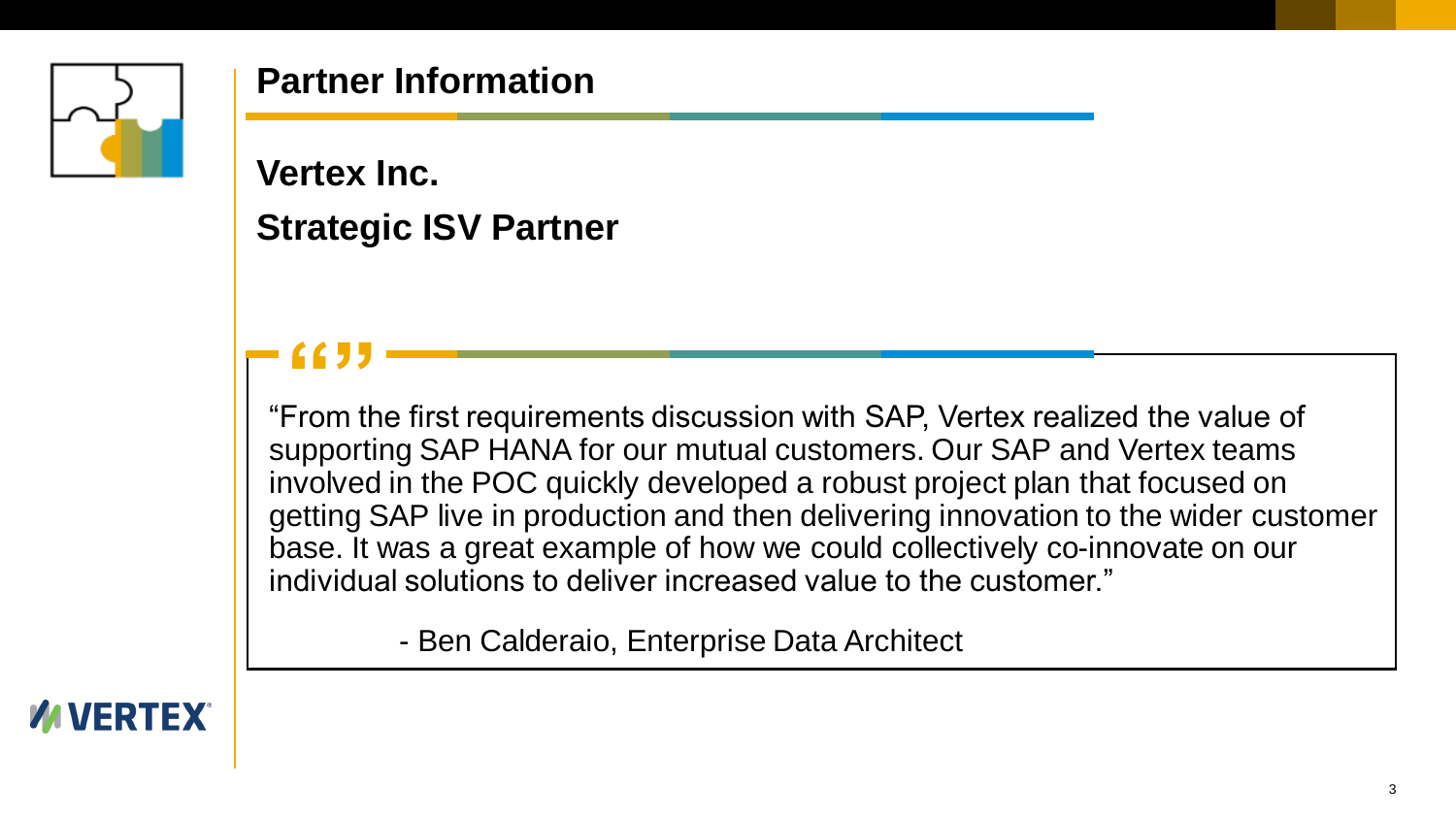# Partner Information

## Vertex Inc.

## Strategic ISV Partner

> “From the first requirements discussion with SAP, Vertex realized the value of supporting SAP HANA for our mutual customers. Our SAP and Vertex teams involved in the POC quickly developed a robust project plan that focused on getting SAP live in production and then delivering innovation to the wider customer base. It was a great example of how we could collectively co-innovate on our individual solutions to deliver increased value to the customer.”
>
> - Ben Calderaio, Enterprise Data Architect

VERTEX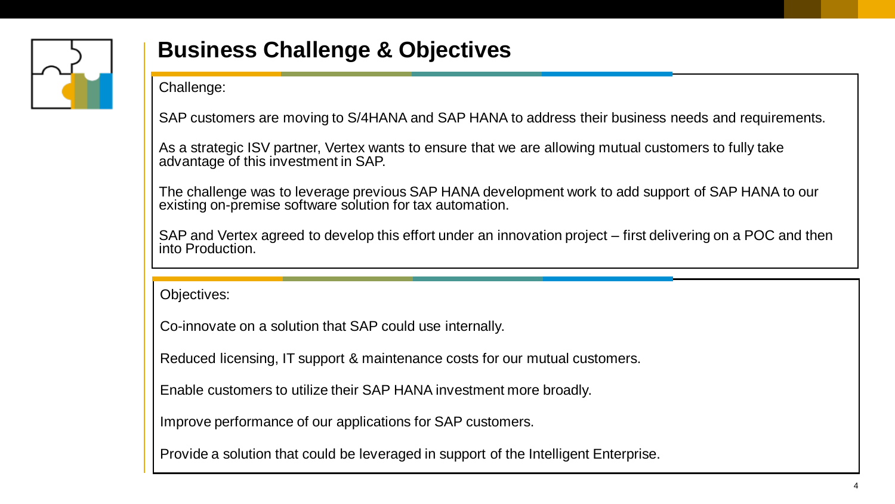# Business Challenge & Objectives

Challenge:

SAP customers are moving to S/4HANA and SAP HANA to address their business needs and requirements.

As a strategic ISV partner, Vertex wants to ensure that we are allowing mutual customers to fully take advantage of this investment in SAP.

The challenge was to leverage previous SAP HANA development work to add support of SAP HANA to our existing on-premise software solution for tax automation.

SAP and Vertex agreed to develop this effort under an innovation project – first delivering on a POC and then into Production.

Objectives:

Co-innovate on a solution that SAP could use internally.

Reduced licensing, IT support & maintenance costs for our mutual customers.

Enable customers to utilize their SAP HANA investment more broadly.

Improve performance of our applications for SAP customers.

Provide a solution that could be leveraged in support of the Intelligent Enterprise.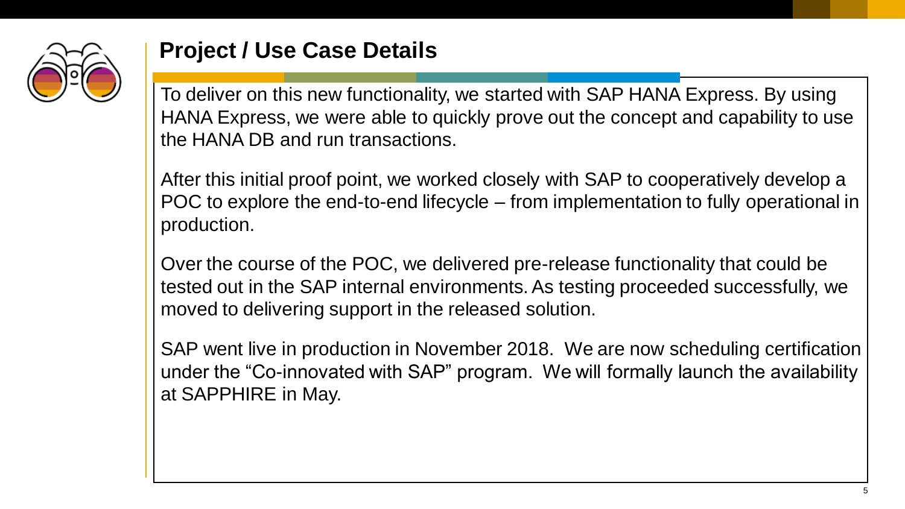# Project / Use Case Details

To deliver on this new functionality, we started with SAP HANA Express. By using HANA Express, we were able to quickly prove out the concept and capability to use the HANA DB and run transactions.

After this initial proof point, we worked closely with SAP to cooperatively develop a POC to explore the end-to-end lifecycle – from implementation to fully operational in production.

Over the course of the POC, we delivered pre-release functionality that could be tested out in the SAP internal environments. As testing proceeded successfully, we moved to delivering support in the released solution.

SAP went live in production in November 2018. We are now scheduling certification under the "Co-innovated with SAP" program. We will formally launch the availability at SAPPHIRE in May.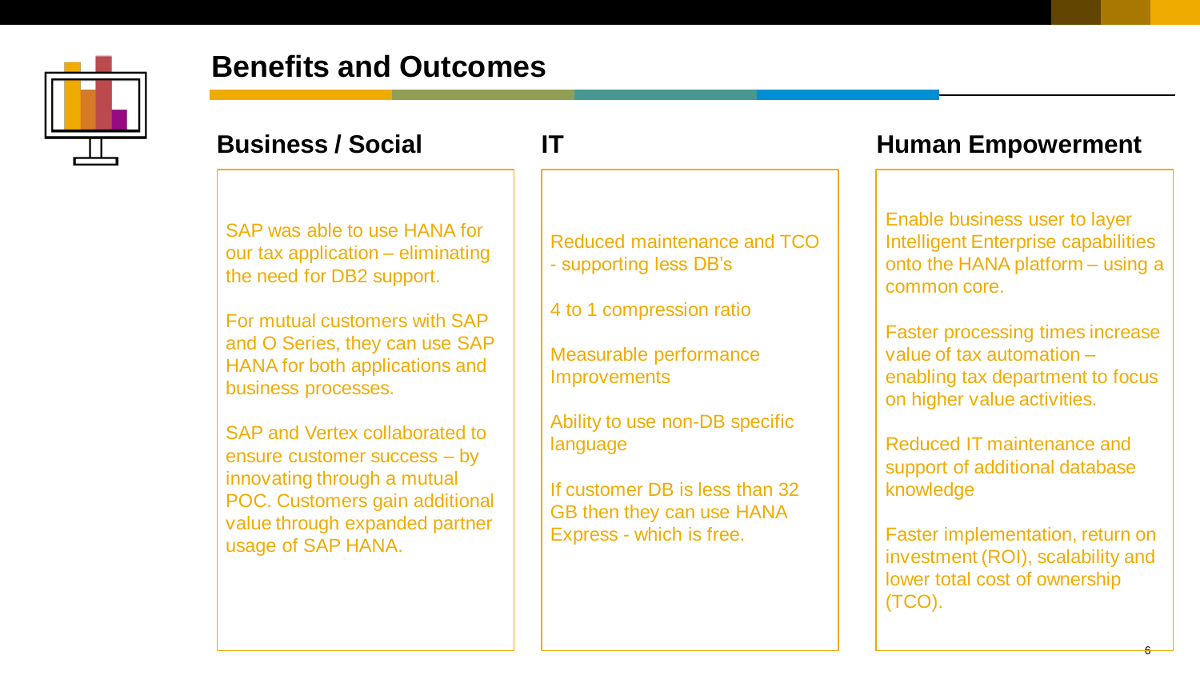# Benefits and Outcomes

## Business / Social

SAP was able to use HANA for our tax application – eliminating the need for DB2 support.

For mutual customers with SAP and O Series, they can use SAP HANA for both applications and business processes.

SAP and Vertex collaborated to ensure customer success – by innovating through a mutual POC. Customers gain additional value through expanded partner usage of SAP HANA.

## IT

Reduced maintenance and TCO - supporting less DB's

4 to 1 compression ratio

Measurable performance Improvements

Ability to use non-DB specific language

If customer DB is less than 32 GB then they can use HANA Express - which is free.

## Human Empowerment

Enable business user to layer Intelligent Enterprise capabilities onto the HANA platform – using a common core.

Faster processing times increase value of tax automation – enabling tax department to focus on higher value activities.

Reduced IT maintenance and support of additional database knowledge

Faster implementation, return on investment (ROI), scalability and lower total cost of ownership (TCO).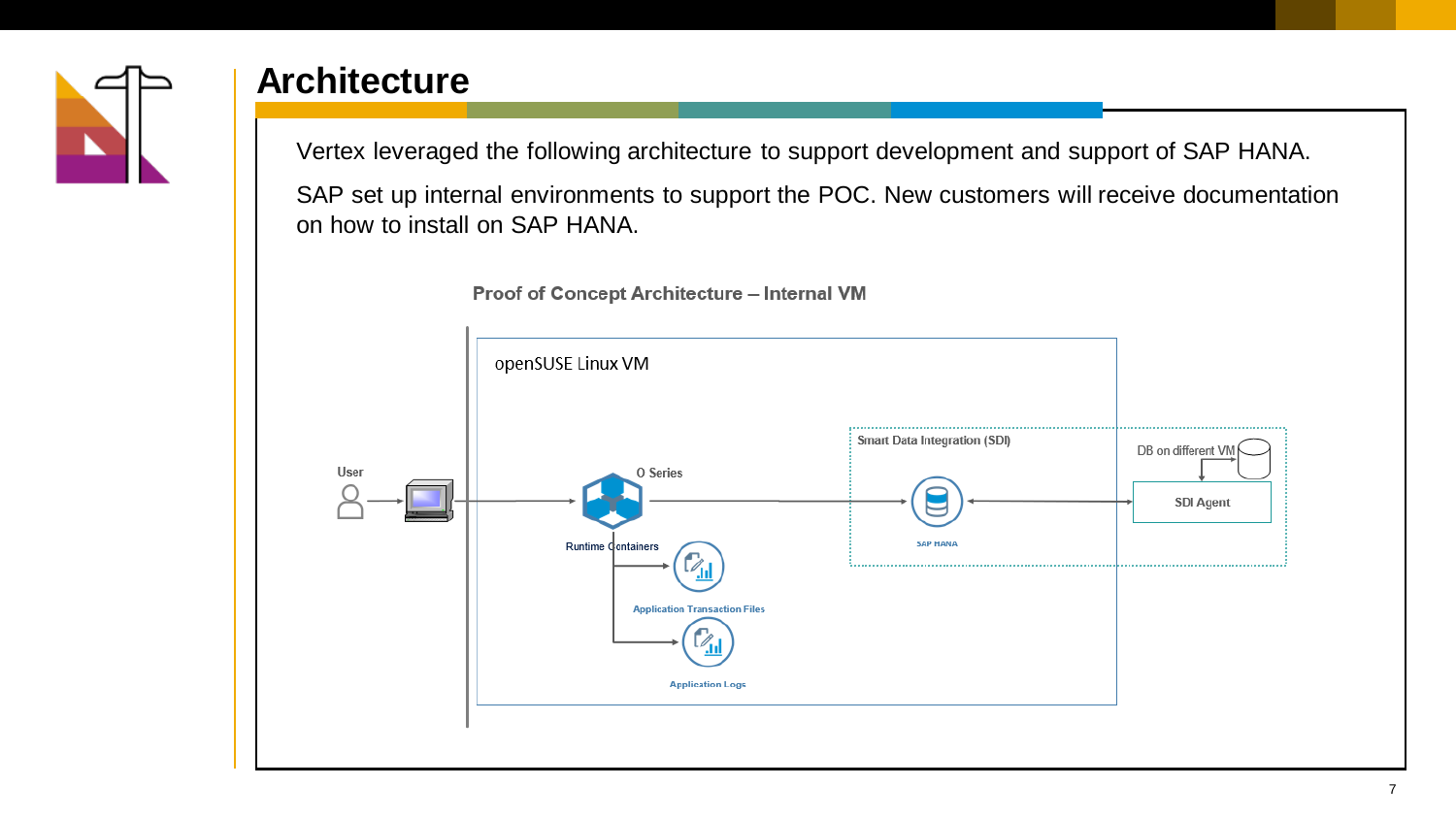# Architecture

Vertex leveraged the following architecture to support development and support of SAP HANA.

SAP set up internal environments to support the POC. New customers will receive documentation on how to install on SAP HANA.

**Proof of Concept Architecture – Internal VM**

openSUSE Linux VM

User

O Series

Runtime Containers

Application Transaction Files

Application Logs

Smart Data Integration (SDI)

SAP HANA

DB on different VM

SDI Agent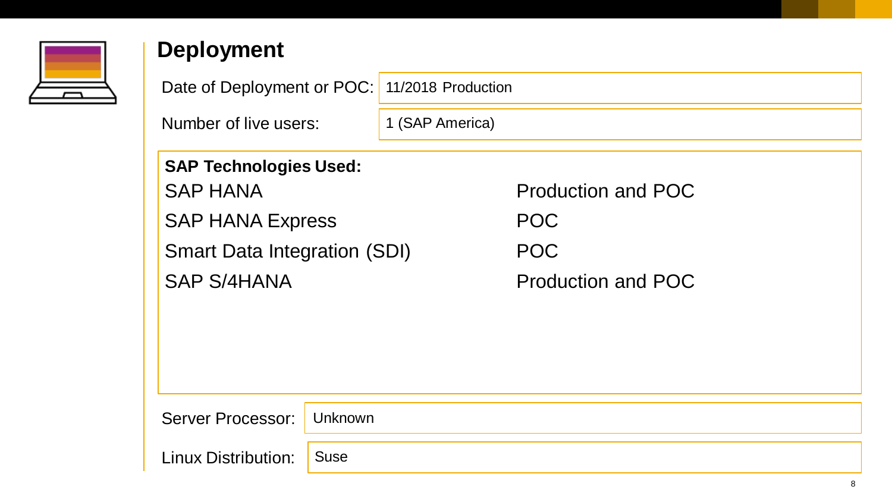# Deployment

Date of Deployment or POC: 11/2018 Production

Number of live users: 1 (SAP America)

**SAP Technologies Used:**

| Technology | Status |
|---|---|
| SAP HANA | Production and POC |
| SAP HANA Express | POC |
| Smart Data Integration (SDI) | POC |
| SAP S/4HANA | Production and POC |

Server Processor: Unknown

Linux Distribution: Suse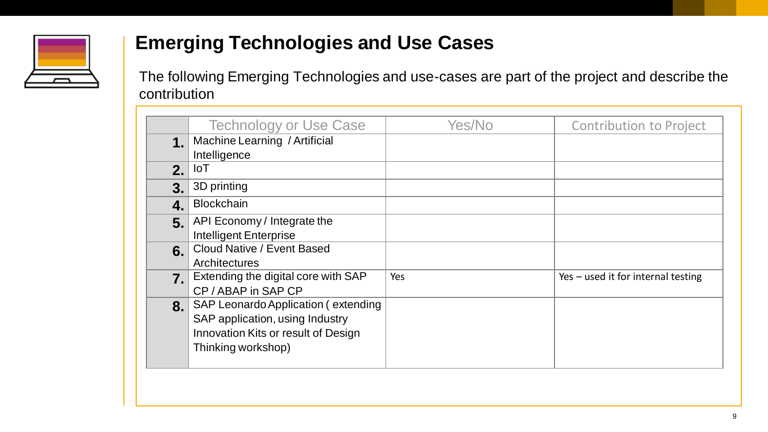# Emerging Technologies and Use Cases

The following Emerging Technologies and use-cases are part of the project and describe the contribution

| | Technology or Use Case | Yes/No | Contribution to Project |
|---|---|---|---|
| **1.** | Machine Learning / Artificial Intelligence | | |
| **2.** | IoT | | |
| **3.** | 3D printing | | |
| **4.** | Blockchain | | |
| **5.** | API Economy / Integrate the Intelligent Enterprise | | |
| **6.** | Cloud Native / Event Based Architectures | | |
| **7.** | Extending the digital core with SAP CP / ABAP in SAP CP | Yes | Yes – used it for internal testing |
| **8.** | SAP Leonardo Application ( extending SAP application, using Industry Innovation Kits or result of Design Thinking workshop) | | |